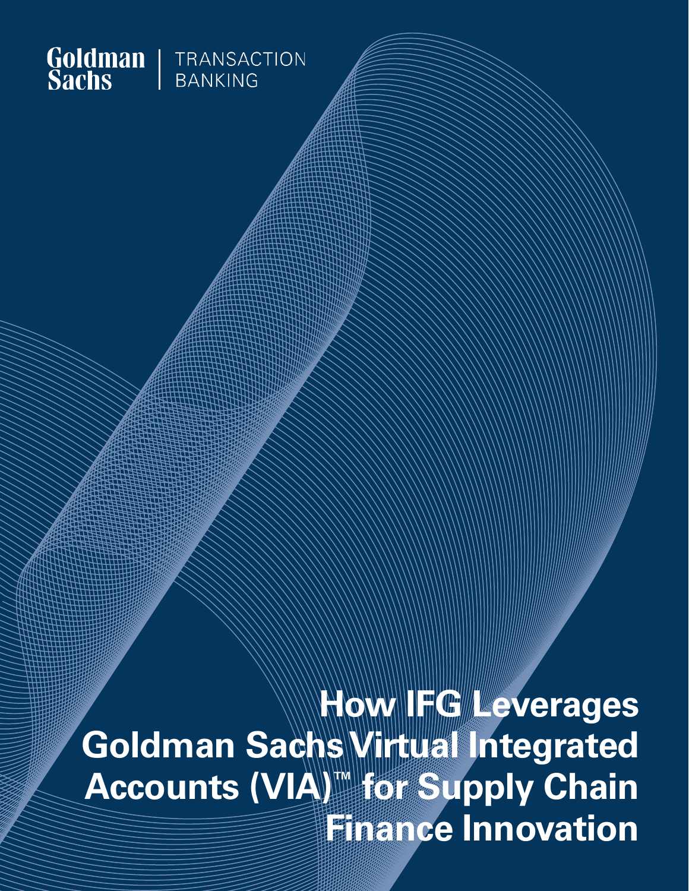Goldman Sachs | TRANSACTION BANKING

# How IFG Leverages Goldman Sachs Virtual Integrated Accounts (VIA)™ for Supply Chain Finance Innovation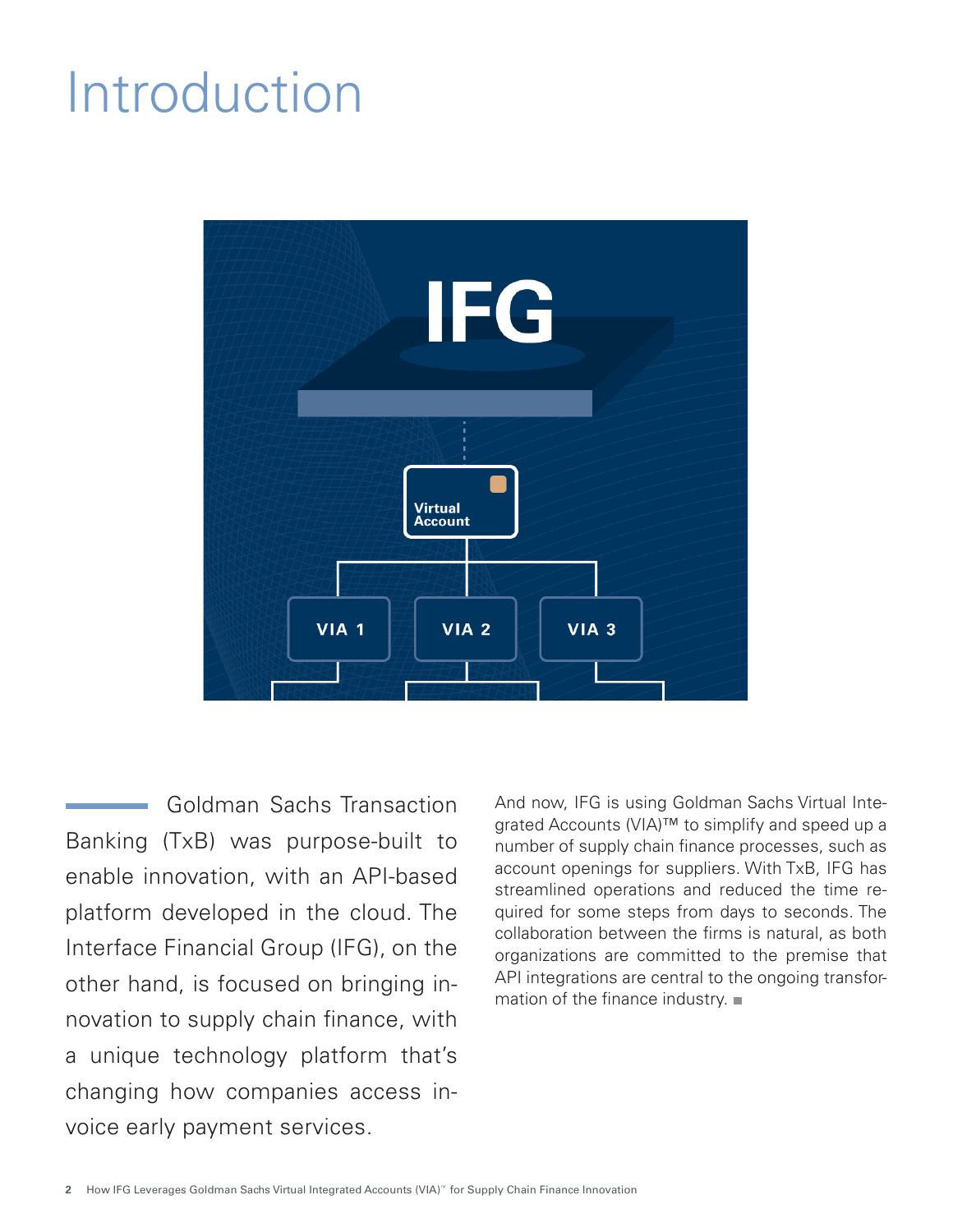# Introduction

Goldman Sachs Transaction Banking (TxB) was purpose-built to enable innovation, with an API-based platform developed in the cloud. The Interface Financial Group (IFG), on the other hand, is focused on bringing innovation to supply chain finance, with a unique technology platform that's changing how companies access invoice early payment services.

And now, IFG is using Goldman Sachs Virtual Integrated Accounts (VIA)™ to simplify and speed up a number of supply chain finance processes, such as account openings for suppliers. With TxB, IFG has streamlined operations and reduced the time required for some steps from days to seconds. The collaboration between the firms is natural, as both organizations are committed to the premise that API integrations are central to the ongoing transformation of the finance industry.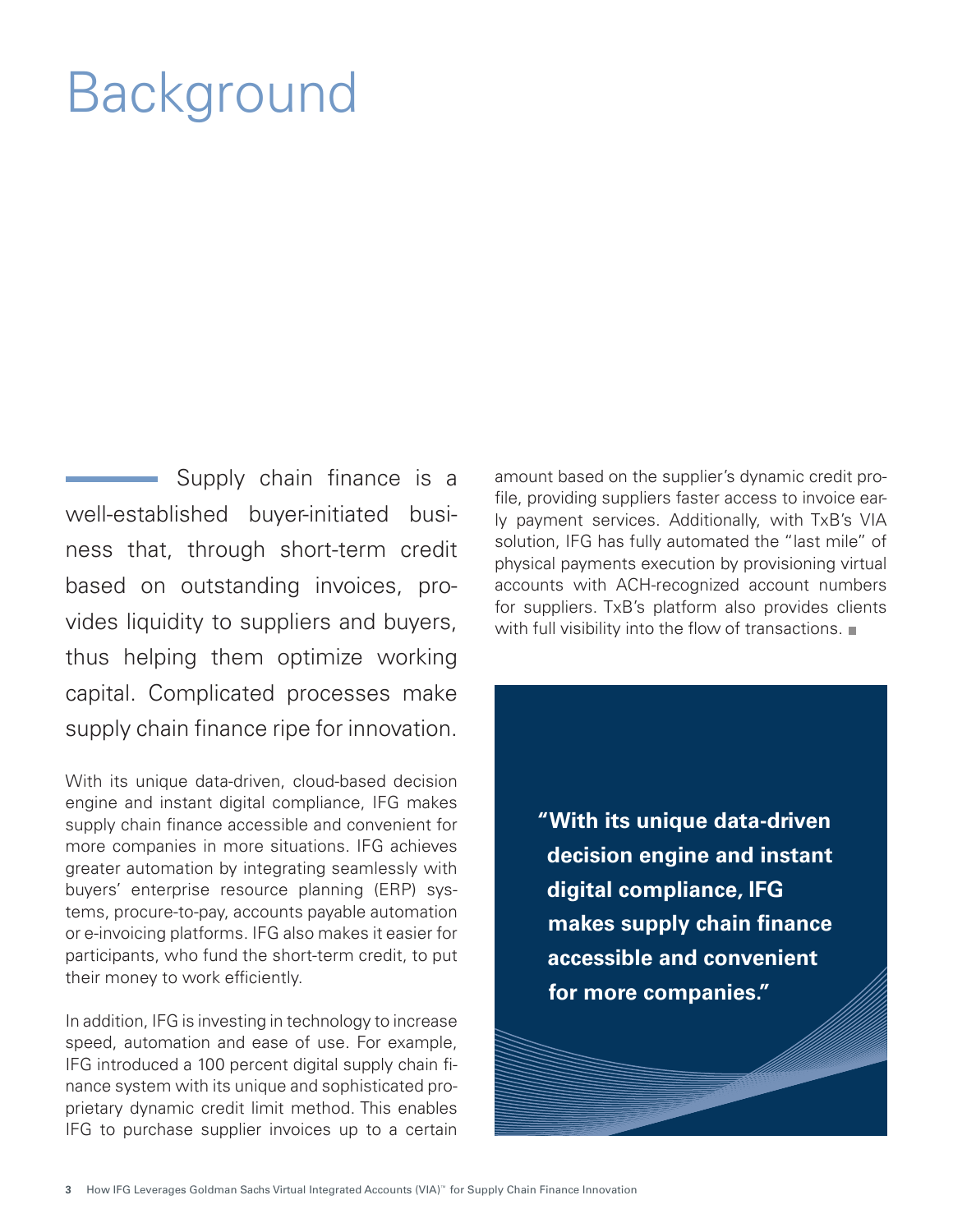# Background

Supply chain finance is a well-established buyer-initiated business that, through short-term credit based on outstanding invoices, provides liquidity to suppliers and buyers, thus helping them optimize working capital. Complicated processes make supply chain finance ripe for innovation.

With its unique data-driven, cloud-based decision engine and instant digital compliance, IFG makes supply chain finance accessible and convenient for more companies in more situations. IFG achieves greater automation by integrating seamlessly with buyers' enterprise resource planning (ERP) systems, procure-to-pay, accounts payable automation or e-invoicing platforms. IFG also makes it easier for participants, who fund the short-term credit, to put their money to work efficiently.

In addition, IFG is investing in technology to increase speed, automation and ease of use. For example, IFG introduced a 100 percent digital supply chain finance system with its unique and sophisticated proprietary dynamic credit limit method. This enables IFG to purchase supplier invoices up to a certain amount based on the supplier's dynamic credit profile, providing suppliers faster access to invoice early payment services. Additionally, with TxB's VIA solution, IFG has fully automated the "last mile" of physical payments execution by provisioning virtual accounts with ACH-recognized account numbers for suppliers. TxB's platform also provides clients with full visibility into the flow of transactions.

**"With its unique data-driven decision engine and instant digital compliance, IFG makes supply chain finance accessible and convenient for more companies."**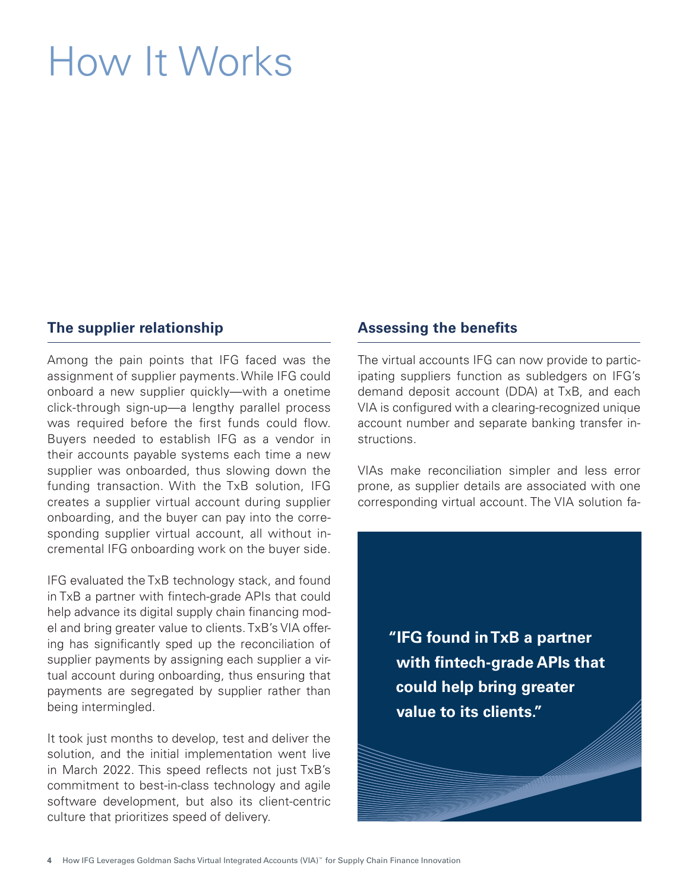# How It Works

## The supplier relationship

Among the pain points that IFG faced was the assignment of supplier payments. While IFG could onboard a new supplier quickly—with a onetime click-through sign-up—a lengthy parallel process was required before the first funds could flow. Buyers needed to establish IFG as a vendor in their accounts payable systems each time a new supplier was onboarded, thus slowing down the funding transaction. With the TxB solution, IFG creates a supplier virtual account during supplier onboarding, and the buyer can pay into the corresponding supplier virtual account, all without incremental IFG onboarding work on the buyer side.

IFG evaluated the TxB technology stack, and found in TxB a partner with fintech-grade APIs that could help advance its digital supply chain financing model and bring greater value to clients. TxB's VIA offering has significantly sped up the reconciliation of supplier payments by assigning each supplier a virtual account during onboarding, thus ensuring that payments are segregated by supplier rather than being intermingled.

It took just months to develop, test and deliver the solution, and the initial implementation went live in March 2022. This speed reflects not just TxB's commitment to best-in-class technology and agile software development, but also its client-centric culture that prioritizes speed of delivery.

## Assessing the benefits

The virtual accounts IFG can now provide to participating suppliers function as subledgers on IFG's demand deposit account (DDA) at TxB, and each VIA is configured with a clearing-recognized unique account number and separate banking transfer instructions.

VIAs make reconciliation simpler and less error prone, as supplier details are associated with one corresponding virtual account. The VIA solution fa-

**"IFG found in TxB a partner with fintech-grade APIs that could help bring greater value to its clients."**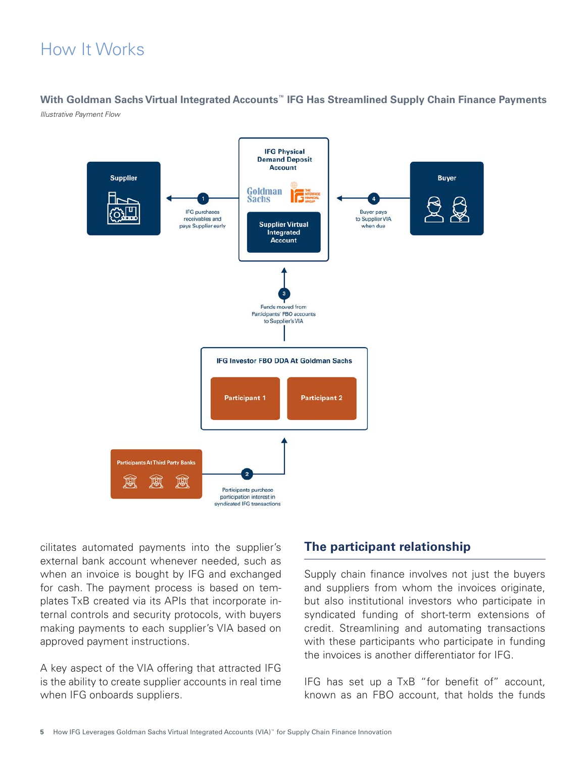# How It Works

**With Goldman Sachs Virtual Integrated Accounts™ IFG Has Streamlined Supply Chain Finance Payments**

*Illustrative Payment Flow*

Supplier

1 — IFG purchases receivables and pays Supplier early

IFG Physical Demand Deposit Account

Goldman Sachs

Supplier Virtual Integrated Account

4 — Buyer pays to Supplier VIA when due

Buyer

3 — Funds moved from Participants' FBO accounts to Supplier's VIA

IFG Investor FBO DDA At Goldman Sachs

Participant 1

Participant 2

Participants At Third Party Banks

2 — Participants purchase participation interest in syndicated IFG transactions

cilitates automated payments into the supplier's external bank account whenever needed, such as when an invoice is bought by IFG and exchanged for cash. The payment process is based on templates TxB created via its APIs that incorporate internal controls and security protocols, with buyers making payments to each supplier's VIA based on approved payment instructions.

A key aspect of the VIA offering that attracted IFG is the ability to create supplier accounts in real time when IFG onboards suppliers.

## The participant relationship

Supply chain finance involves not just the buyers and suppliers from whom the invoices originate, but also institutional investors who participate in syndicated funding of short-term extensions of credit. Streamlining and automating transactions with these participants who participate in funding the invoices is another differentiator for IFG.

IFG has set up a TxB "for benefit of" account, known as an FBO account, that holds the funds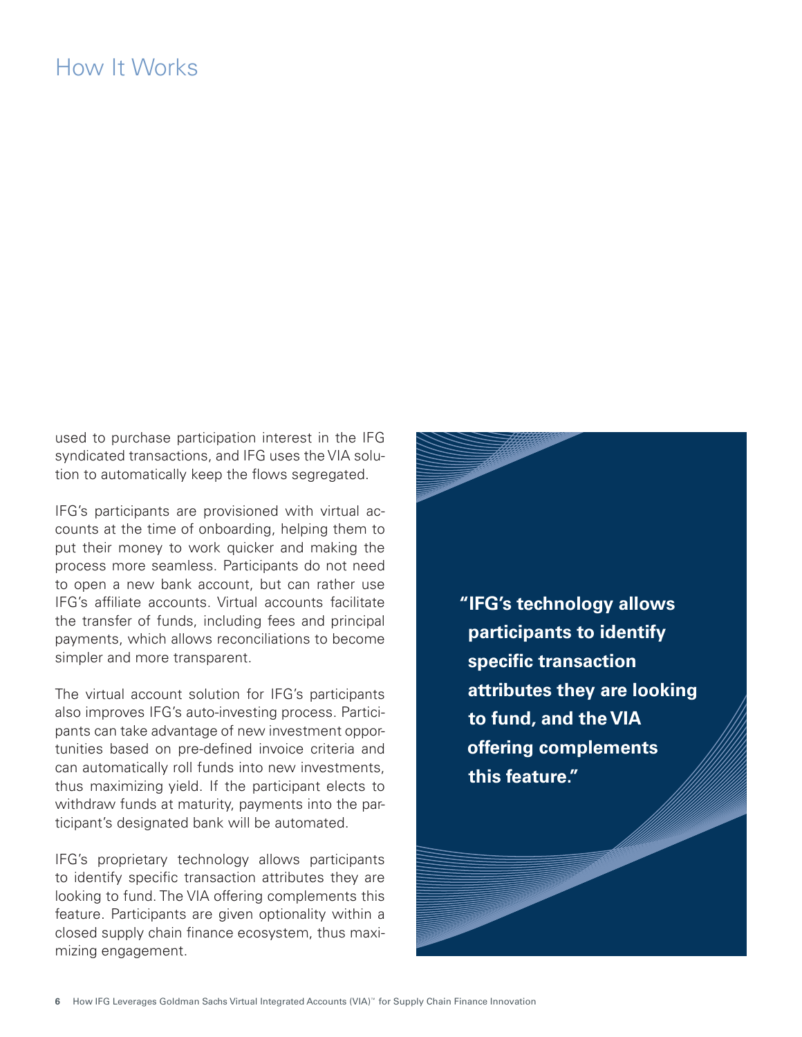# How It Works

used to purchase participation interest in the IFG syndicated transactions, and IFG uses the VIA solution to automatically keep the flows segregated.

IFG's participants are provisioned with virtual accounts at the time of onboarding, helping them to put their money to work quicker and making the process more seamless. Participants do not need to open a new bank account, but can rather use IFG's affiliate accounts. Virtual accounts facilitate the transfer of funds, including fees and principal payments, which allows reconciliations to become simpler and more transparent.

The virtual account solution for IFG's participants also improves IFG's auto-investing process. Participants can take advantage of new investment opportunities based on pre-defined invoice criteria and can automatically roll funds into new investments, thus maximizing yield. If the participant elects to withdraw funds at maturity, payments into the participant's designated bank will be automated.

IFG's proprietary technology allows participants to identify specific transaction attributes they are looking to fund. The VIA offering complements this feature. Participants are given optionality within a closed supply chain finance ecosystem, thus maximizing engagement.

> **"IFG's technology allows participants to identify specific transaction attributes they are looking to fund, and the VIA offering complements this feature."**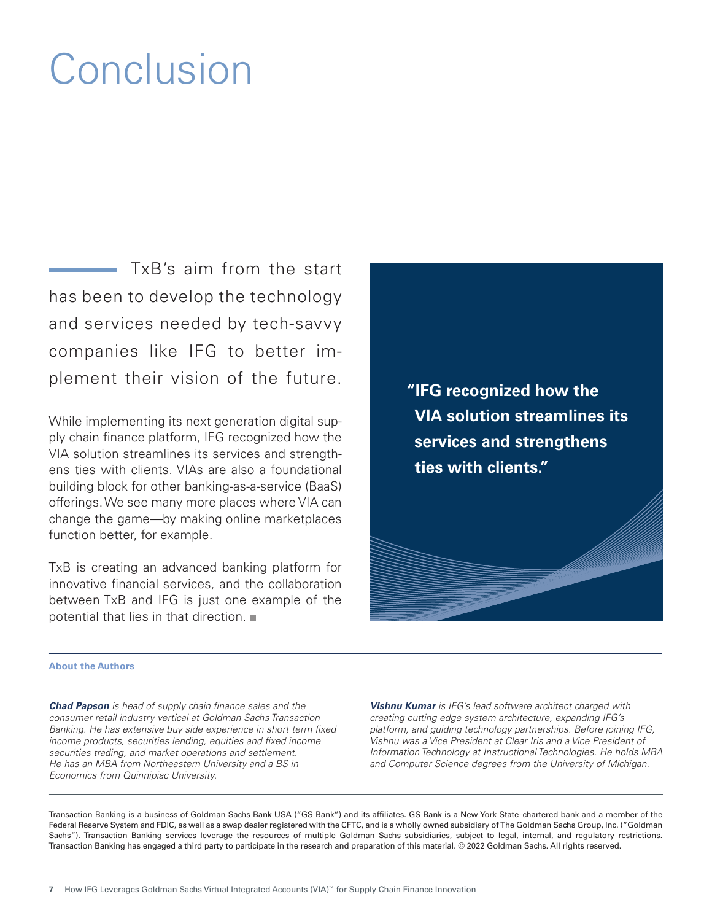# Conclusion

TxB's aim from the start has been to develop the technology and services needed by tech-savvy companies like IFG to better implement their vision of the future.

While implementing its next generation digital supply chain finance platform, IFG recognized how the VIA solution streamlines its services and strengthens ties with clients. VIAs are also a foundational building block for other banking-as-a-service (BaaS) offerings. We see many more places where VIA can change the game—by making online marketplaces function better, for example.

TxB is creating an advanced banking platform for innovative financial services, and the collaboration between TxB and IFG is just one example of the potential that lies in that direction. ■

> **"IFG recognized how the VIA solution streamlines its services and strengthens ties with clients."**

**About the Authors**

***Chad Papson*** *is head of supply chain finance sales and the consumer retail industry vertical at Goldman Sachs Transaction Banking. He has extensive buy side experience in short term fixed income products, securities lending, equities and fixed income securities trading, and market operations and settlement. He has an MBA from Northeastern University and a BS in Economics from Quinnipiac University.*

***Vishnu Kumar*** *is IFG's lead software architect charged with creating cutting edge system architecture, expanding IFG's platform, and guiding technology partnerships. Before joining IFG, Vishnu was a Vice President at Clear Iris and a Vice President of Information Technology at Instructional Technologies. He holds MBA and Computer Science degrees from the University of Michigan.*

Transaction Banking is a business of Goldman Sachs Bank USA ("GS Bank") and its affiliates. GS Bank is a New York State–chartered bank and a member of the Federal Reserve System and FDIC, as well as a swap dealer registered with the CFTC, and is a wholly owned subsidiary of The Goldman Sachs Group, Inc. ("Goldman Sachs"). Transaction Banking services leverage the resources of multiple Goldman Sachs subsidiaries, subject to legal, internal, and regulatory restrictions. Transaction Banking has engaged a third party to participate in the research and preparation of this material. © 2022 Goldman Sachs. All rights reserved.